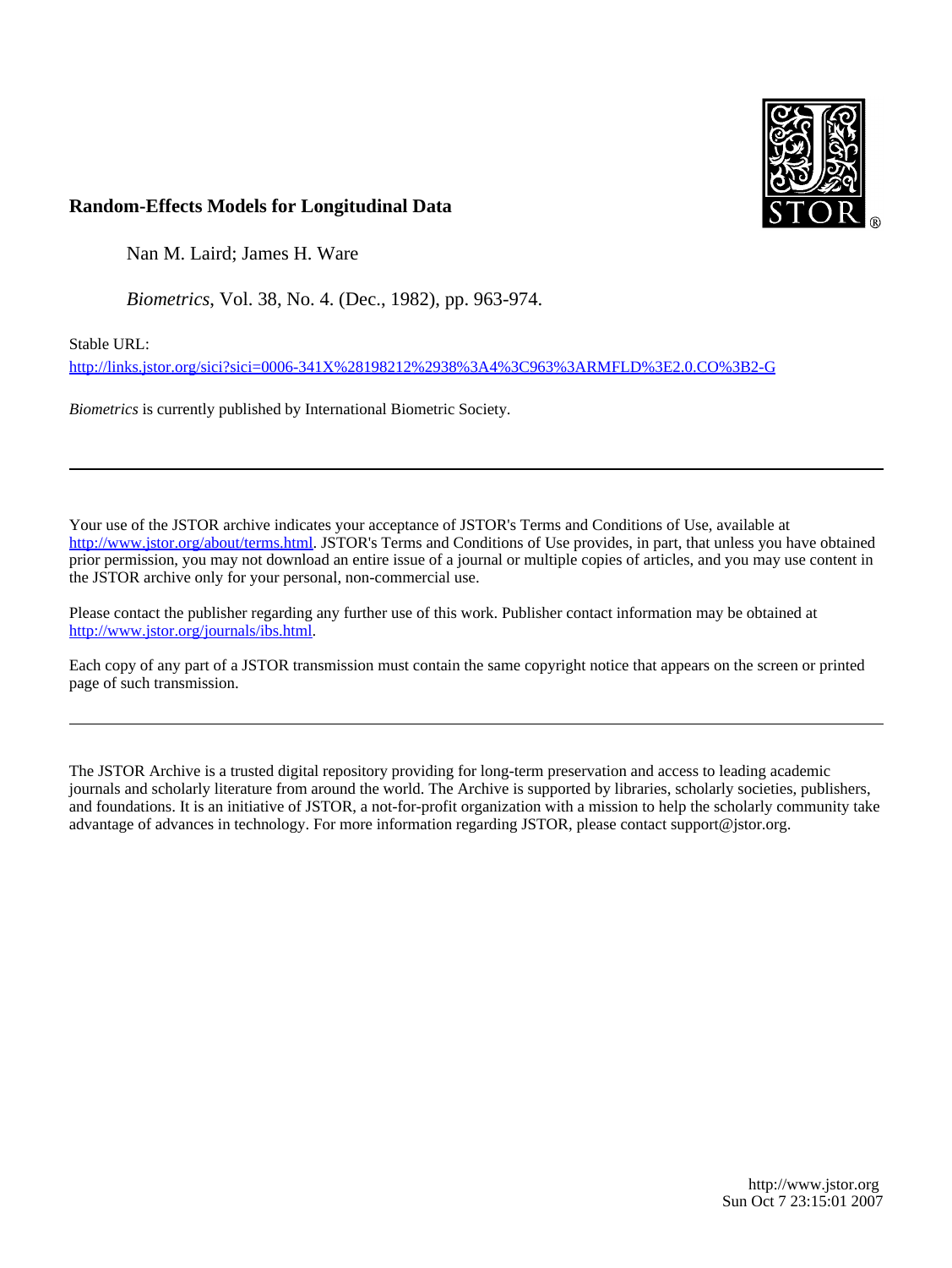**Random-Effects Models for Longitudinal Data**

Nan M. Laird; James H. Ware

*Biometrics*, Vol. 38, No. 4. (Dec., 1982), pp. 963-974.

Stable URL:

http://links.jstor.org/sici?sici=0006-341X%28198212%2938%3A4%3C963%3ARMFLD%3E2.0.CO%3B2-G

*Biometrics* is currently published by International Biometric Society.

---

Your use of the JSTOR archive indicates your acceptance of JSTOR's Terms and Conditions of Use, available at http://www.jstor.org/about/terms.html. JSTOR's Terms and Conditions of Use provides, in part, that unless you have obtained prior permission, you may not download an entire issue of a journal or multiple copies of articles, and you may use content in the JSTOR archive only for your personal, non-commercial use.

Please contact the publisher regarding any further use of this work. Publisher contact information may be obtained at http://www.jstor.org/journals/ibs.html.

Each copy of any part of a JSTOR transmission must contain the same copyright notice that appears on the screen or printed page of such transmission.

---

The JSTOR Archive is a trusted digital repository providing for long-term preservation and access to leading academic journals and scholarly literature from around the world. The Archive is supported by libraries, scholarly societies, publishers, and foundations. It is an initiative of JSTOR, a not-for-profit organization with a mission to help the scholarly community take advantage of advances in technology. For more information regarding JSTOR, please contact support@jstor.org.

http://www.jstor.org
Sun Oct 7 23:15:01 2007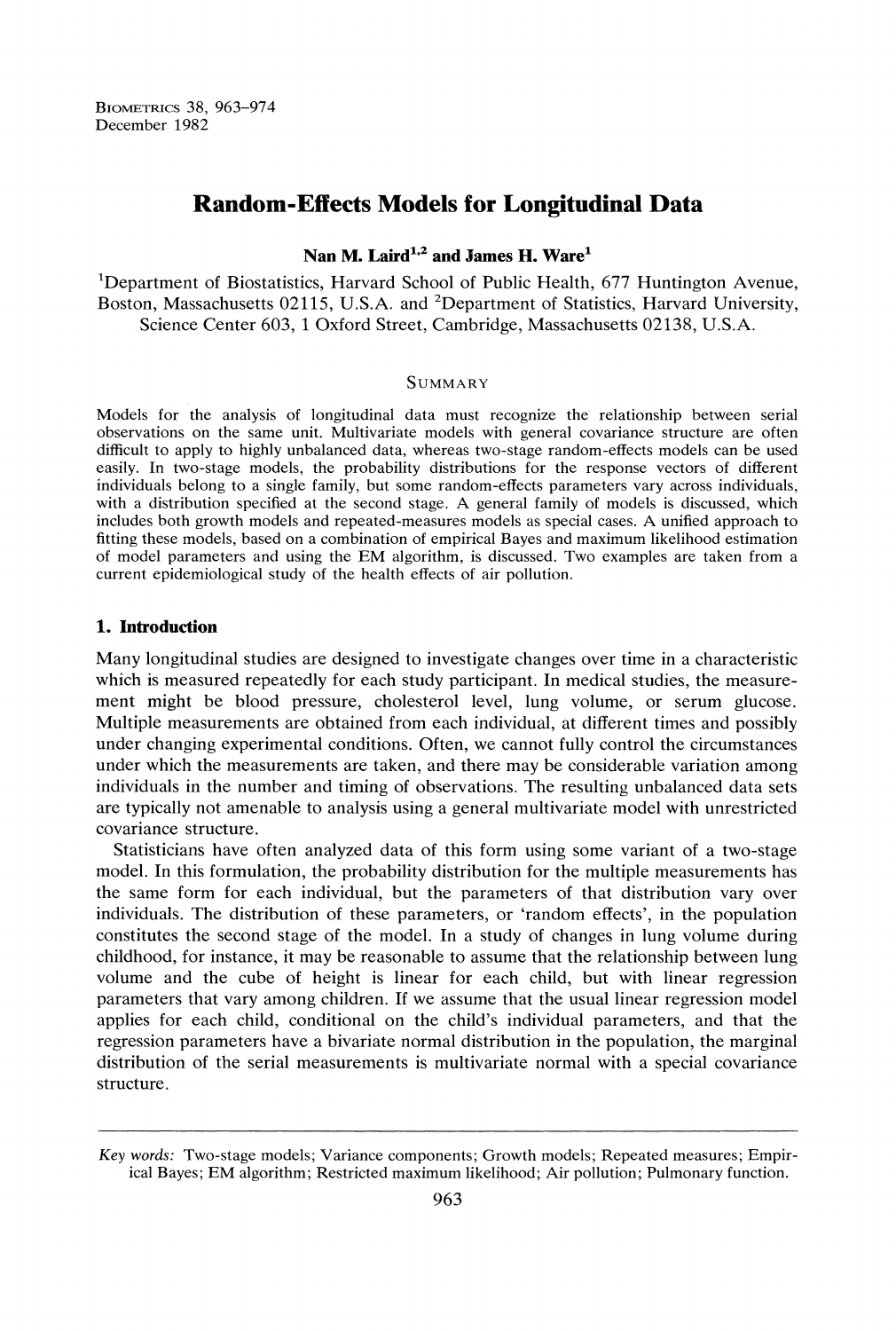Random-Effects Models for Longitudinal Data

Nan M. Laird[1,2] and James H. Ware[1]

[1]Department of Biostatistics, Harvard School of Public Health, 677 Huntington Avenue, Boston, Massachusetts 02115, U.S.A. and [2]Department of Statistics, Harvard University, Science Center 603, 1 Oxford Street, Cambridge, Massachusetts 02138, U.S.A.

## Summary

Models for the analysis of longitudinal data must recognize the relationship between serial observations on the same unit. Multivariate models with general covariance structure are often difficult to apply to highly unbalanced data, whereas two-stage random-effects models can be used easily. In two-stage models, the probability distributions for the response vectors of different individuals belong to a single family, but some random-effects parameters vary across individuals, with a distribution specified at the second stage. A general family of models is discussed, which includes both growth models and repeated-measures models as special cases. A unified approach to fitting these models, based on a combination of empirical Bayes and maximum likelihood estimation of model parameters and using the EM algorithm, is discussed. Two examples are taken from a current epidemiological study of the health effects of air pollution.

## 1. Introduction

Many longitudinal studies are designed to investigate changes over time in a characteristic which is measured repeatedly for each study participant. In medical studies, the measurement might be blood pressure, cholesterol level, lung volume, or serum glucose. Multiple measurements are obtained from each individual, at different times and possibly under changing experimental conditions. Often, we cannot fully control the circumstances under which the measurements are taken, and there may be considerable variation among individuals in the number and timing of observations. The resulting unbalanced data sets are typically not amenable to analysis using a general multivariate model with unrestricted covariance structure.

Statisticians have often analyzed data of this form using some variant of a two-stage model. In this formulation, the probability distribution for the multiple measurements has the same form for each individual, but the parameters of that distribution vary over individuals. The distribution of these parameters, or 'random effects', in the population constitutes the second stage of the model. In a study of changes in lung volume during childhood, for instance, it may be reasonable to assume that the relationship between lung volume and the cube of height is linear for each child, but with linear regression parameters that vary among children. If we assume that the usual linear regression model applies for each child, conditional on the child's individual parameters, and that the regression parameters have a bivariate normal distribution in the population, the marginal distribution of the serial measurements is multivariate normal with a special covariance structure.

*Key words:* Two-stage models; Variance components; Growth models; Repeated measures; Empirical Bayes; EM algorithm; Restricted maximum likelihood; Air pollution; Pulmonary function.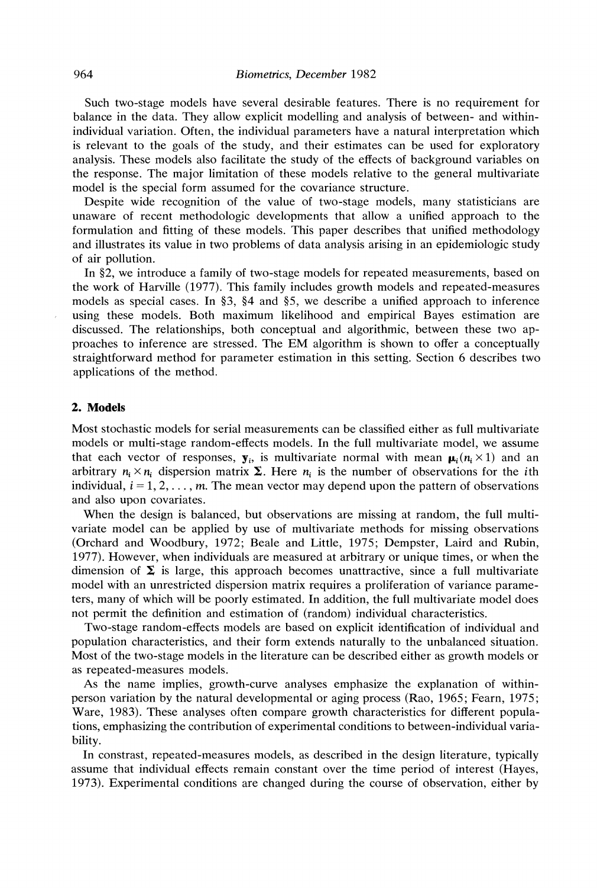Such two-stage models have several desirable features. There is no requirement for balance in the data. They allow explicit modelling and analysis of between- and within-individual variation. Often, the individual parameters have a natural interpretation which is relevant to the goals of the study, and their estimates can be used for exploratory analysis. These models also facilitate the study of the effects of background variables on the response. The major limitation of these models relative to the general multivariate model is the special form assumed for the covariance structure.

Despite wide recognition of the value of two-stage models, many statisticians are unaware of recent methodologic developments that allow a unified approach to the formulation and fitting of these models. This paper describes that unified methodology and illustrates its value in two problems of data analysis arising in an epidemiologic study of air pollution.

In §2, we introduce a family of two-stage models for repeated measurements, based on the work of Harville (1977). This family includes growth models and repeated-measures models as special cases. In §3, §4 and §5, we describe a unified approach to inference using these models. Both maximum likelihood and empirical Bayes estimation are discussed. The relationships, both conceptual and algorithmic, between these two approaches to inference are stressed. The EM algorithm is shown to offer a conceptually straightforward method for parameter estimation in this setting. Section 6 describes two applications of the method.

## 2. Models

Most stochastic models for serial measurements can be classified either as full multivariate models or multi-stage random-effects models. In the full multivariate model, we assume that each vector of responses, $\mathbf{y}_i$, is multivariate normal with mean $\boldsymbol{\mu}_i(n_i \times 1)$ and an arbitrary $n_i \times n_i$ dispersion matrix $\boldsymbol{\Sigma}$. Here $n_i$ is the number of observations for the $i$th individual, $i = 1, 2, \ldots, m$. The mean vector may depend upon the pattern of observations and also upon covariates.

When the design is balanced, but observations are missing at random, the full multivariate model can be applied by use of multivariate methods for missing observations (Orchard and Woodbury, 1972; Beale and Little, 1975; Dempster, Laird and Rubin, 1977). However, when individuals are measured at arbitrary or unique times, or when the dimension of $\boldsymbol{\Sigma}$ is large, this approach becomes unattractive, since a full multivariate model with an unrestricted dispersion matrix requires a proliferation of variance parameters, many of which will be poorly estimated. In addition, the full multivariate model does not permit the definition and estimation of (random) individual characteristics.

Two-stage random-effects models are based on explicit identification of individual and population characteristics, and their form extends naturally to the unbalanced situation. Most of the two-stage models in the literature can be described either as growth models or as repeated-measures models.

As the name implies, growth-curve analyses emphasize the explanation of within-person variation by the natural developmental or aging process (Rao, 1965; Fearn, 1975; Ware, 1983). These analyses often compare growth characteristics for different populations, emphasizing the contribution of experimental conditions to between-individual variability.

In contrast, repeated-measures models, as described in the design literature, typically assume that individual effects remain constant over the time period of interest (Hayes, 1973). Experimental conditions are changed during the course of observation, either by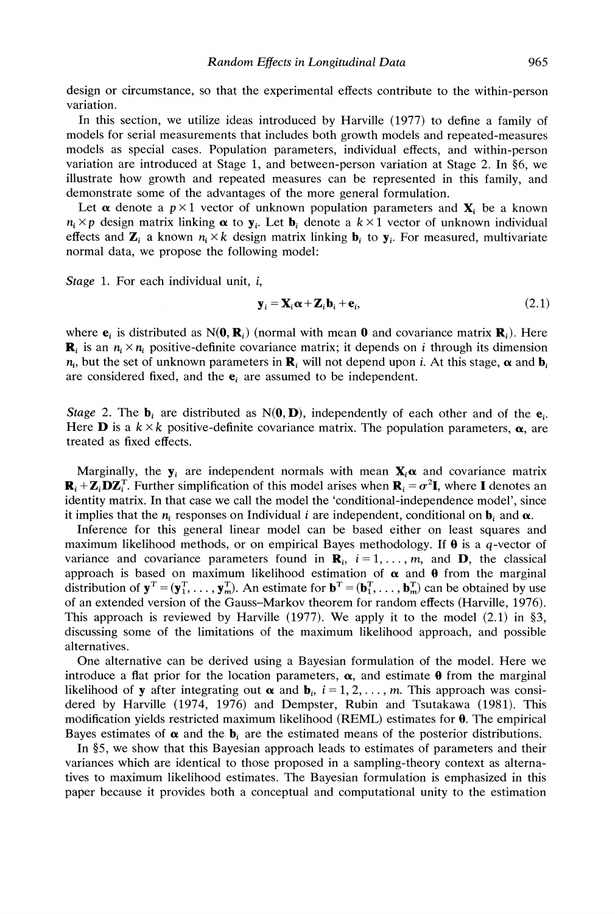design or circumstance, so that the experimental effects contribute to the within-person variation.

In this section, we utilize ideas introduced by Harville (1977) to define a family of models for serial measurements that includes both growth models and repeated-measures models as special cases. Population parameters, individual effects, and within-person variation are introduced at Stage 1, and between-person variation at Stage 2. In §6, we illustrate how growth and repeated measures can be represented in this family, and demonstrate some of the advantages of the more general formulation.

Let $\boldsymbol{\alpha}$ denote a $p \times 1$ vector of unknown population parameters and $\mathbf{X}_i$ be a known $n_i \times p$ design matrix linking $\boldsymbol{\alpha}$ to $\mathbf{y}_i$. Let $\mathbf{b}_i$ denote a $k \times 1$ vector of unknown individual effects and $\mathbf{Z}_i$ a known $n_i \times k$ design matrix linking $\mathbf{b}_i$ to $\mathbf{y}_i$. For measured, multivariate normal data, we propose the following model:

*Stage* 1. For each individual unit, $i$,

$$\mathbf{y}_i = \mathbf{X}_i \boldsymbol{\alpha} + \mathbf{Z}_i \mathbf{b}_i + \mathbf{e}_i, \tag{2.1}$$

where $\mathbf{e}_i$ is distributed as $\mathrm{N}(\mathbf{0}, \mathbf{R}_i)$ (normal with mean $\mathbf{0}$ and covariance matrix $\mathbf{R}_i$). Here $\mathbf{R}_i$ is an $n_i \times n_i$ positive-definite covariance matrix; it depends on $i$ through its dimension $n_i$, but the set of unknown parameters in $\mathbf{R}_i$ will not depend upon $i$. At this stage, $\boldsymbol{\alpha}$ and $\mathbf{b}_i$ are considered fixed, and the $\mathbf{e}_i$ are assumed to be independent.

*Stage* 2. The $\mathbf{b}_i$ are distributed as $\mathrm{N}(\mathbf{0}, \mathbf{D})$, independently of each other and of the $\mathbf{e}_i$. Here $\mathbf{D}$ is a $k \times k$ positive-definite covariance matrix. The population parameters, $\boldsymbol{\alpha}$, are treated as fixed effects.

Marginally, the $\mathbf{y}_i$ are independent normals with mean $\mathbf{X}_i \boldsymbol{\alpha}$ and covariance matrix $\mathbf{R}_i + \mathbf{Z}_i \mathbf{D} \mathbf{Z}_i^{\mathrm{T}}$. Further simplification of this model arises when $\mathbf{R}_i = \sigma^2 \mathbf{I}$, where $\mathbf{I}$ denotes an identity matrix. In that case we call the model the 'conditional-independence model', since it implies that the $n_i$ responses on Individual $i$ are independent, conditional on $\mathbf{b}_i$ and $\boldsymbol{\alpha}$.

Inference for this general linear model can be based either on least squares and maximum likelihood methods, or on empirical Bayes methodology. If $\boldsymbol{\theta}$ is a $q$-vector of variance and covariance parameters found in $\mathbf{R}_i$, $i = 1, \ldots, m$, and $\mathbf{D}$, the classical approach is based on maximum likelihood estimation of $\boldsymbol{\alpha}$ and $\boldsymbol{\theta}$ from the marginal distribution of $\mathbf{y}^{\mathrm{T}} = (\mathbf{y}_1^{\mathrm{T}}, \ldots, \mathbf{y}_m^{\mathrm{T}})$. An estimate for $\mathbf{b}^{\mathrm{T}} = (\mathbf{b}_1^{\mathrm{T}}, \ldots, \mathbf{b}_m^{\mathrm{T}})$ can be obtained by use of an extended version of the Gauss–Markov theorem for random effects (Harville, 1976). This approach is reviewed by Harville (1977). We apply it to the model (2.1) in §3, discussing some of the limitations of the maximum likelihood approach, and possible alternatives.

One alternative can be derived using a Bayesian formulation of the model. Here we introduce a flat prior for the location parameters, $\boldsymbol{\alpha}$, and estimate $\boldsymbol{\theta}$ from the marginal likelihood of $\mathbf{y}$ after integrating out $\boldsymbol{\alpha}$ and $\mathbf{b}_i$, $i = 1, 2, \ldots, m$. This approach was considered by Harville (1974, 1976) and Dempster, Rubin and Tsutakawa (1981). This modification yields restricted maximum likelihood (REML) estimates for $\boldsymbol{\theta}$. The empirical Bayes estimates of $\boldsymbol{\alpha}$ and the $\mathbf{b}_i$ are the estimated means of the posterior distributions.

In §5, we show that this Bayesian approach leads to estimates of parameters and their variances which are identical to those proposed in a sampling-theory context as alternatives to maximum likelihood estimates. The Bayesian formulation is emphasized in this paper because it provides both a conceptual and computational unity to the estimation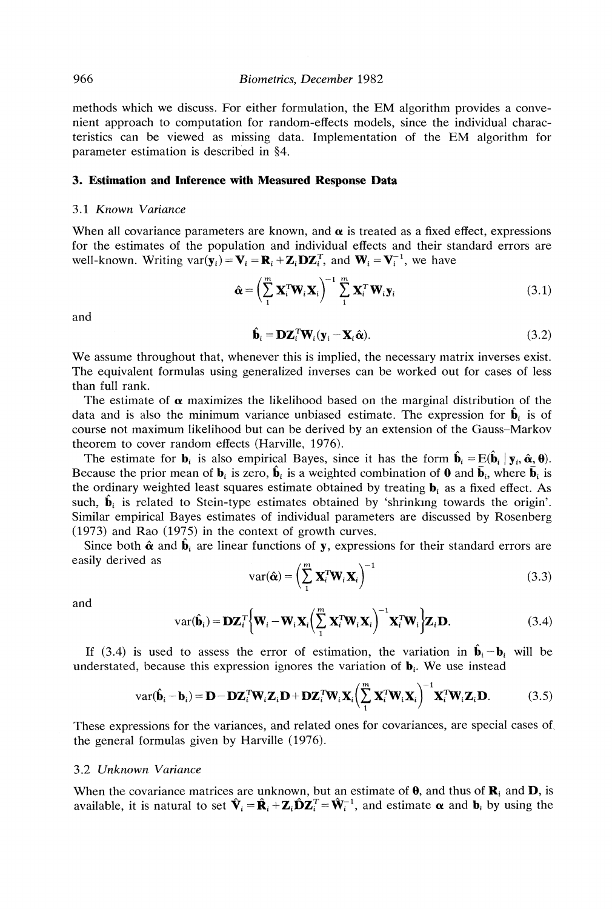methods which we discuss. For either formulation, the EM algorithm provides a convenient approach to computation for random-effects models, since the individual characteristics can be viewed as missing data. Implementation of the EM algorithm for parameter estimation is described in §4.

## 3. Estimation and Inference with Measured Response Data

### 3.1 *Known Variance*

When all covariance parameters are known, and $\boldsymbol{\alpha}$ is treated as a fixed effect, expressions for the estimates of the population and individual effects and their standard errors are well-known. Writing $\text{var}(\mathbf{y}_i) = \mathbf{V}_i = \mathbf{R}_i + \mathbf{Z}_i\mathbf{D}\mathbf{Z}_i^T$, and $\mathbf{W}_i = \mathbf{V}_i^{-1}$, we have

$$\hat{\boldsymbol{\alpha}} = \left(\sum_1^m \mathbf{X}_i^T\mathbf{W}_i\mathbf{X}_i\right)^{-1} \sum_1^m \mathbf{X}_i^T\mathbf{W}_i\mathbf{y}_i \tag{3.1}$$

and

$$\hat{\mathbf{b}}_i = \mathbf{D}\mathbf{Z}_i^T\mathbf{W}_i(\mathbf{y}_i - \mathbf{X}_i\hat{\boldsymbol{\alpha}}). \tag{3.2}$$

We assume throughout that, whenever this is implied, the necessary matrix inverses exist. The equivalent formulas using generalized inverses can be worked out for cases of less than full rank.

The estimate of $\boldsymbol{\alpha}$ maximizes the likelihood based on the marginal distribution of the data and is also the minimum variance unbiased estimate. The expression for $\hat{\mathbf{b}}_i$ is of course not maximum likelihood but can be derived by an extension of the Gauss–Markov theorem to cover random effects (Harville, 1976).

The estimate for $\mathbf{b}_i$ is also empirical Bayes, since it has the form $\hat{\mathbf{b}}_i = \text{E}(\hat{\mathbf{b}}_i \mid \mathbf{y}_i, \hat{\boldsymbol{\alpha}}, \boldsymbol{\theta})$. Because the prior mean of $\mathbf{b}_i$ is zero, $\hat{\mathbf{b}}_i$ is a weighted combination of $\mathbf{0}$ and $\bar{\mathbf{b}}_i$, where $\bar{\mathbf{b}}_i$ is the ordinary weighted least squares estimate obtained by treating $\mathbf{b}_i$ as a fixed effect. As such, $\hat{\mathbf{b}}_i$ is related to Stein-type estimates obtained by 'shrinking towards the origin'. Similar empirical Bayes estimates of individual parameters are discussed by Rosenberg (1973) and Rao (1975) in the context of growth curves.

Since both $\hat{\boldsymbol{\alpha}}$ and $\hat{\mathbf{b}}_i$ are linear functions of $\mathbf{y}$, expressions for their standard errors are easily derived as

$$\text{var}(\hat{\boldsymbol{\alpha}}) = \left(\sum_1^m \mathbf{X}_i^T\mathbf{W}_i\mathbf{X}_i\right)^{-1} \tag{3.3}$$

and

$$\text{var}(\hat{\mathbf{b}}_i) = \mathbf{D}\mathbf{Z}_i^T\left\{\mathbf{W}_i - \mathbf{W}_i\mathbf{X}_i\left(\sum_1^m \mathbf{X}_i^T\mathbf{W}_i\mathbf{X}_i\right)^{-1}\mathbf{X}_i^T\mathbf{W}_i\right\}\mathbf{Z}_i\mathbf{D}. \tag{3.4}$$

If (3.4) is used to assess the error of estimation, the variation in $\hat{\mathbf{b}}_i - \mathbf{b}_i$ will be understated, because this expression ignores the variation of $\mathbf{b}_i$. We use instead

$$\text{var}(\hat{\mathbf{b}}_i - \mathbf{b}_i) = \mathbf{D} - \mathbf{D}\mathbf{Z}_i^T\mathbf{W}_i\mathbf{Z}_i\mathbf{D} + \mathbf{D}\mathbf{Z}_i^T\mathbf{W}_i\mathbf{X}_i\left(\sum_1^m \mathbf{X}_i^T\mathbf{W}_i\mathbf{X}_i\right)^{-1}\mathbf{X}_i^T\mathbf{W}_i\mathbf{Z}_i\mathbf{D}. \tag{3.5}$$

These expressions for the variances, and related ones for covariances, are special cases of the general formulas given by Harville (1976).

### 3.2 *Unknown Variance*

When the covariance matrices are unknown, but an estimate of $\boldsymbol{\theta}$, and thus of $\mathbf{R}_i$ and $\mathbf{D}$, is available, it is natural to set $\hat{\mathbf{V}}_i = \hat{\mathbf{R}}_i + \mathbf{Z}_i\hat{\mathbf{D}}\mathbf{Z}_i^T = \hat{\mathbf{W}}_i^{-1}$, and estimate $\boldsymbol{\alpha}$ and $\mathbf{b}_i$ by using the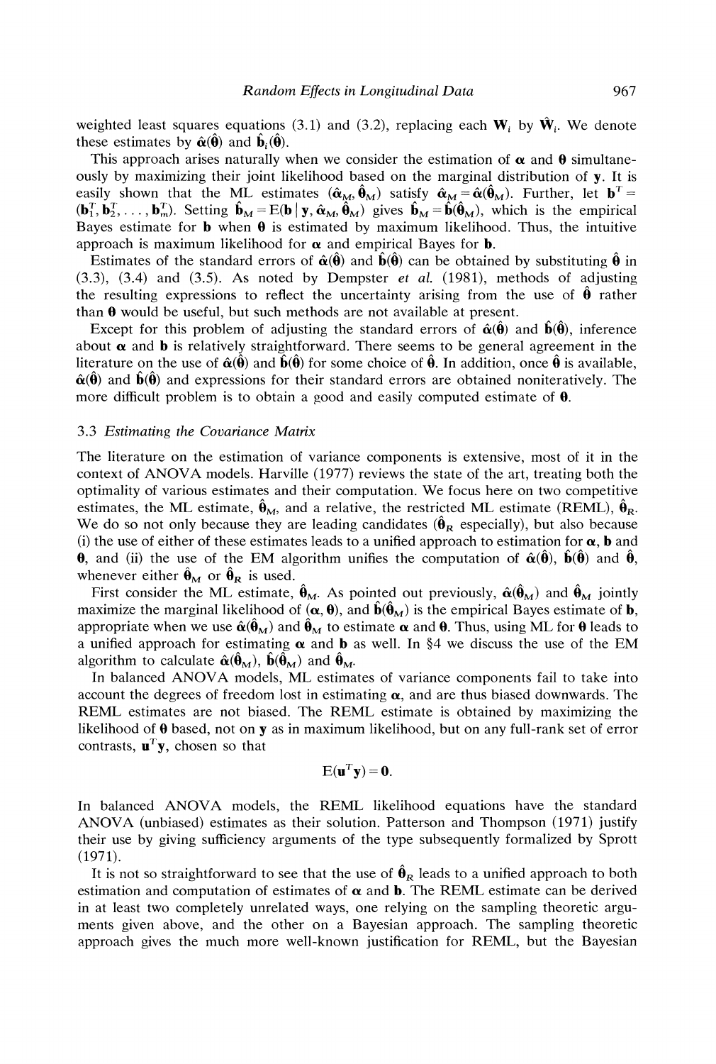weighted least squares equations (3.1) and (3.2), replacing each $\mathbf{W}_i$ by $\hat{\mathbf{W}}_i$. We denote these estimates by $\hat{\boldsymbol{\alpha}}(\hat{\boldsymbol{\theta}})$ and $\hat{\mathbf{b}}_i(\hat{\boldsymbol{\theta}})$.

This approach arises naturally when we consider the estimation of $\boldsymbol{\alpha}$ and $\boldsymbol{\theta}$ simultaneously by maximizing their joint likelihood based on the marginal distribution of $\mathbf{y}$. It is easily shown that the ML estimates $(\hat{\boldsymbol{\alpha}}_M, \hat{\boldsymbol{\theta}}_M)$ satisfy $\hat{\boldsymbol{\alpha}}_M = \hat{\boldsymbol{\alpha}}(\hat{\boldsymbol{\theta}}_M)$. Further, let $\mathbf{b}^T = (\mathbf{b}_1^T, \mathbf{b}_2^T, \ldots, \mathbf{b}_m^T)$. Setting $\hat{\mathbf{b}}_M = \mathrm{E}(\mathbf{b} \mid \mathbf{y}, \hat{\boldsymbol{\alpha}}_M, \hat{\boldsymbol{\theta}}_M)$ gives $\hat{\mathbf{b}}_M = \hat{\mathbf{b}}(\hat{\boldsymbol{\theta}}_M)$, which is the empirical Bayes estimate for $\mathbf{b}$ when $\boldsymbol{\theta}$ is estimated by maximum likelihood. Thus, the intuitive approach is maximum likelihood for $\boldsymbol{\alpha}$ and empirical Bayes for $\mathbf{b}$.

Estimates of the standard errors of $\hat{\boldsymbol{\alpha}}(\hat{\boldsymbol{\theta}})$ and $\hat{\mathbf{b}}(\hat{\boldsymbol{\theta}})$ can be obtained by substituting $\hat{\boldsymbol{\theta}}$ in (3.3), (3.4) and (3.5). As noted by Dempster *et al.* (1981), methods of adjusting the resulting expressions to reflect the uncertainty arising from the use of $\hat{\boldsymbol{\theta}}$ rather than $\boldsymbol{\theta}$ would be useful, but such methods are not available at present.

Except for this problem of adjusting the standard errors of $\hat{\boldsymbol{\alpha}}(\hat{\boldsymbol{\theta}})$ and $\hat{\mathbf{b}}(\hat{\boldsymbol{\theta}})$, inference about $\boldsymbol{\alpha}$ and $\mathbf{b}$ is relatively straightforward. There seems to be general agreement in the literature on the use of $\hat{\boldsymbol{\alpha}}(\hat{\boldsymbol{\theta}})$ and $\hat{\mathbf{b}}(\hat{\boldsymbol{\theta}})$ for some choice of $\hat{\boldsymbol{\theta}}$. In addition, once $\hat{\boldsymbol{\theta}}$ is available, $\hat{\boldsymbol{\alpha}}(\hat{\boldsymbol{\theta}})$ and $\hat{\mathbf{b}}(\hat{\boldsymbol{\theta}})$ and expressions for their standard errors are obtained noniteratively. The more difficult problem is to obtain a good and easily computed estimate of $\boldsymbol{\theta}$.

### 3.3 *Estimating the Covariance Matrix*

The literature on the estimation of variance components is extensive, most of it in the context of ANOVA models. Harville (1977) reviews the state of the art, treating both the optimality of various estimates and their computation. We focus here on two competitive estimates, the ML estimate, $\hat{\boldsymbol{\theta}}_M$, and a relative, the restricted ML estimate (REML), $\hat{\boldsymbol{\theta}}_R$. We do so not only because they are leading candidates ($\hat{\boldsymbol{\theta}}_R$ especially), but also because (i) the use of either of these estimates leads to a unified approach to estimation for $\boldsymbol{\alpha}$, $\mathbf{b}$ and $\boldsymbol{\theta}$, and (ii) the use of the EM algorithm unifies the computation of $\hat{\boldsymbol{\alpha}}(\hat{\boldsymbol{\theta}})$, $\hat{\mathbf{b}}(\hat{\boldsymbol{\theta}})$ and $\hat{\boldsymbol{\theta}}$, whenever either $\hat{\boldsymbol{\theta}}_M$ or $\hat{\boldsymbol{\theta}}_R$ is used.

First consider the ML estimate, $\hat{\boldsymbol{\theta}}_M$. As pointed out previously, $\hat{\boldsymbol{\alpha}}(\hat{\boldsymbol{\theta}}_M)$ and $\hat{\boldsymbol{\theta}}_M$ jointly maximize the marginal likelihood of $(\boldsymbol{\alpha}, \boldsymbol{\theta})$, and $\hat{\mathbf{b}}(\hat{\boldsymbol{\theta}}_M)$ is the empirical Bayes estimate of $\mathbf{b}$, appropriate when we use $\hat{\boldsymbol{\alpha}}(\hat{\boldsymbol{\theta}}_M)$ and $\hat{\boldsymbol{\theta}}_M$ to estimate $\boldsymbol{\alpha}$ and $\boldsymbol{\theta}$. Thus, using ML for $\boldsymbol{\theta}$ leads to a unified approach for estimating $\boldsymbol{\alpha}$ and $\mathbf{b}$ as well. In §4 we discuss the use of the EM algorithm to calculate $\hat{\boldsymbol{\alpha}}(\hat{\boldsymbol{\theta}}_M)$, $\hat{\mathbf{b}}(\hat{\boldsymbol{\theta}}_M)$ and $\hat{\boldsymbol{\theta}}_M$.

In balanced ANOVA models, ML estimates of variance components fail to take into account the degrees of freedom lost in estimating $\boldsymbol{\alpha}$, and are thus biased downwards. The REML estimates are not biased. The REML estimate is obtained by maximizing the likelihood of $\boldsymbol{\theta}$ based, not on $\mathbf{y}$ as in maximum likelihood, but on any full-rank set of error contrasts, $\mathbf{u}^T\mathbf{y}$, chosen so that

$$\mathrm{E}(\mathbf{u}^T\mathbf{y}) = \mathbf{0}.$$

In balanced ANOVA models, the REML likelihood equations have the standard ANOVA (unbiased) estimates as their solution. Patterson and Thompson (1971) justify their use by giving sufficiency arguments of the type subsequently formalized by Sprott (1971).

It is not so straightforward to see that the use of $\hat{\boldsymbol{\theta}}_R$ leads to a unified approach to both estimation and computation of estimates of $\boldsymbol{\alpha}$ and $\mathbf{b}$. The REML estimate can be derived in at least two completely unrelated ways, one relying on the sampling theoretic arguments given above, and the other on a Bayesian approach. The sampling theoretic approach gives the much more well-known justification for REML, but the Bayesian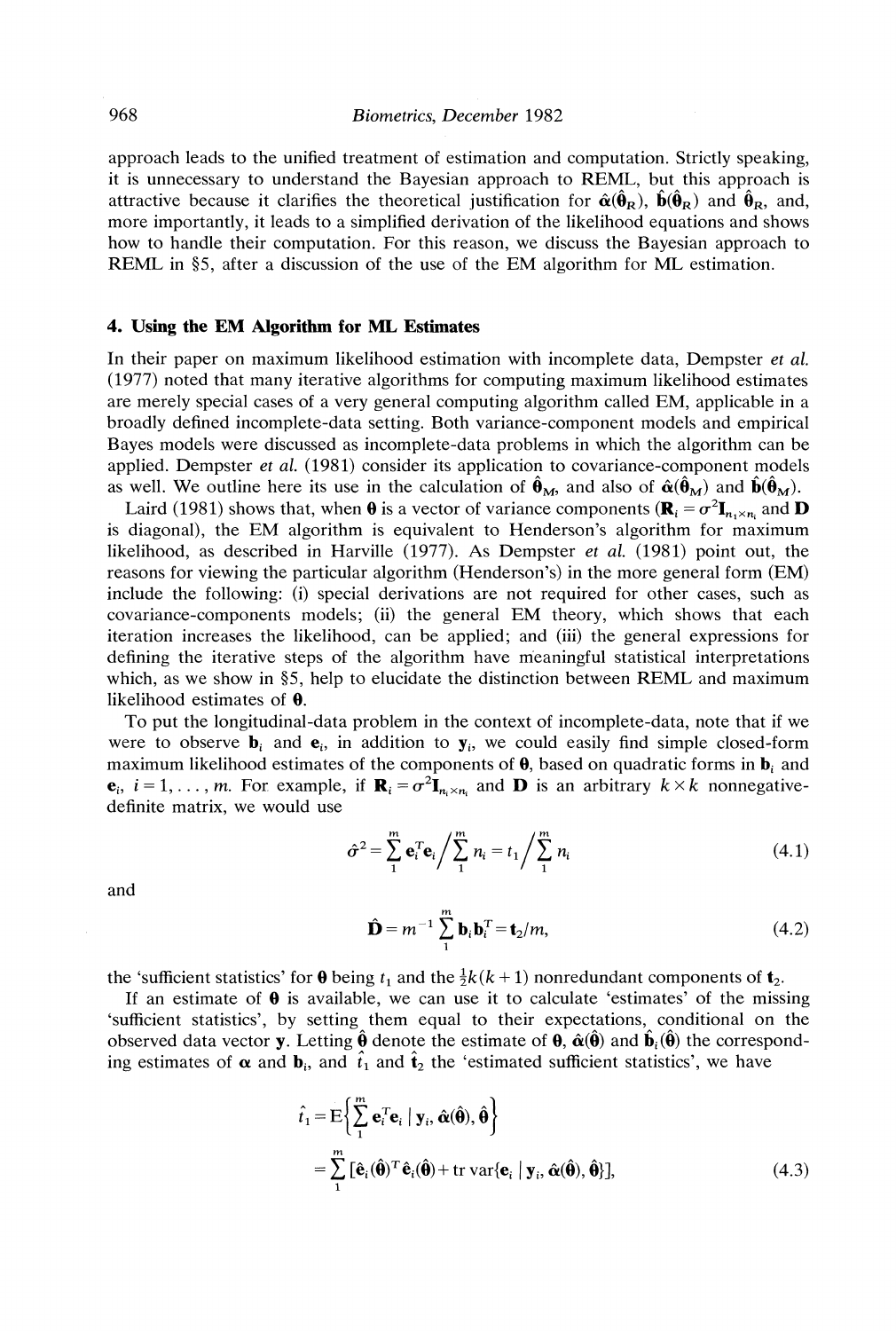approach leads to the unified treatment of estimation and computation. Strictly speaking, it is unnecessary to understand the Bayesian approach to REML, but this approach is attractive because it clarifies the theoretical justification for $\hat{\boldsymbol{\alpha}}(\hat{\boldsymbol{\theta}}_R)$, $\hat{\mathbf{b}}(\hat{\boldsymbol{\theta}}_R)$ and $\hat{\boldsymbol{\theta}}_R$, and, more importantly, it leads to a simplified derivation of the likelihood equations and shows how to handle their computation. For this reason, we discuss the Bayesian approach to REML in §5, after a discussion of the use of the EM algorithm for ML estimation.

## 4. Using the EM Algorithm for ML Estimates

In their paper on maximum likelihood estimation with incomplete data, Dempster *et al.* (1977) noted that many iterative algorithms for computing maximum likelihood estimates are merely special cases of a very general computing algorithm called EM, applicable in a broadly defined incomplete-data setting. Both variance-component models and empirical Bayes models were discussed as incomplete-data problems in which the algorithm can be applied. Dempster *et al.* (1981) consider its application to covariance-component models as well. We outline here its use in the calculation of $\hat{\boldsymbol{\theta}}_M$, and also of $\hat{\boldsymbol{\alpha}}(\hat{\boldsymbol{\theta}}_M)$ and $\hat{\mathbf{b}}(\hat{\boldsymbol{\theta}}_M)$.

Laird (1981) shows that, when $\boldsymbol{\theta}$ is a vector of variance components ($\mathbf{R}_i = \sigma^2 \mathbf{I}_{n_i \times n_i}$ and $\mathbf{D}$ is diagonal), the EM algorithm is equivalent to Henderson's algorithm for maximum likelihood, as described in Harville (1977). As Dempster *et al.* (1981) point out, the reasons for viewing the particular algorithm (Henderson's) in the more general form (EM) include the following: (i) special derivations are not required for other cases, such as covariance-components models; (ii) the general EM theory, which shows that each iteration increases the likelihood, can be applied; and (iii) the general expressions for defining the iterative steps of the algorithm have meaningful statistical interpretations which, as we show in §5, help to elucidate the distinction between REML and maximum likelihood estimates of $\boldsymbol{\theta}$.

To put the longitudinal-data problem in the context of incomplete-data, note that if we were to observe $\mathbf{b}_i$ and $\mathbf{e}_i$, in addition to $\mathbf{y}_i$, we could easily find simple closed-form maximum likelihood estimates of the components of $\boldsymbol{\theta}$, based on quadratic forms in $\mathbf{b}_i$ and $\mathbf{e}_i$, $i = 1, \ldots, m$. For example, if $\mathbf{R}_i = \sigma^2 \mathbf{I}_{n_i \times n_i}$ and $\mathbf{D}$ is an arbitrary $k \times k$ nonnegative-definite matrix, we would use

$$\hat{\sigma}^2 = \sum_1^m \mathbf{e}_i^T \mathbf{e}_i \Big/ \sum_1^m n_i = t_1 \Big/ \sum_1^m n_i \tag{4.1}$$

and

$$\hat{\mathbf{D}} = m^{-1} \sum_1^m \mathbf{b}_i \mathbf{b}_i^T = \mathbf{t}_2 / m, \tag{4.2}$$

the 'sufficient statistics' for $\boldsymbol{\theta}$ being $t_1$ and the $\frac{1}{2}k(k+1)$ nonredundant components of $\mathbf{t}_2$.

If an estimate of $\boldsymbol{\theta}$ is available, we can use it to calculate 'estimates' of the missing 'sufficient statistics', by setting them equal to their expectations, conditional on the observed data vector $\mathbf{y}$. Letting $\hat{\boldsymbol{\theta}}$ denote the estimate of $\boldsymbol{\theta}$, $\hat{\boldsymbol{\alpha}}(\hat{\boldsymbol{\theta}})$ and $\hat{\mathbf{b}}_i(\hat{\boldsymbol{\theta}})$ the corresponding estimates of $\boldsymbol{\alpha}$ and $\mathbf{b}_i$, and $\hat{t}_1$ and $\hat{\mathbf{t}}_2$ the 'estimated sufficient statistics', we have

$$\begin{aligned} \hat{t}_1 &= \mathrm{E}\left\{ \sum_1^m \mathbf{e}_i^T \mathbf{e}_i \mid \mathbf{y}_i, \hat{\boldsymbol{\alpha}}(\hat{\boldsymbol{\theta}}), \hat{\boldsymbol{\theta}} \right\} \\ &= \sum_1^m [\hat{\mathbf{e}}_i(\hat{\boldsymbol{\theta}})^T \hat{\mathbf{e}}_i(\hat{\boldsymbol{\theta}}) + \operatorname{tr} \operatorname{var}\{\mathbf{e}_i \mid \mathbf{y}_i, \hat{\boldsymbol{\alpha}}(\hat{\boldsymbol{\theta}}), \hat{\boldsymbol{\theta}}\}], \end{aligned} \tag{4.3}$$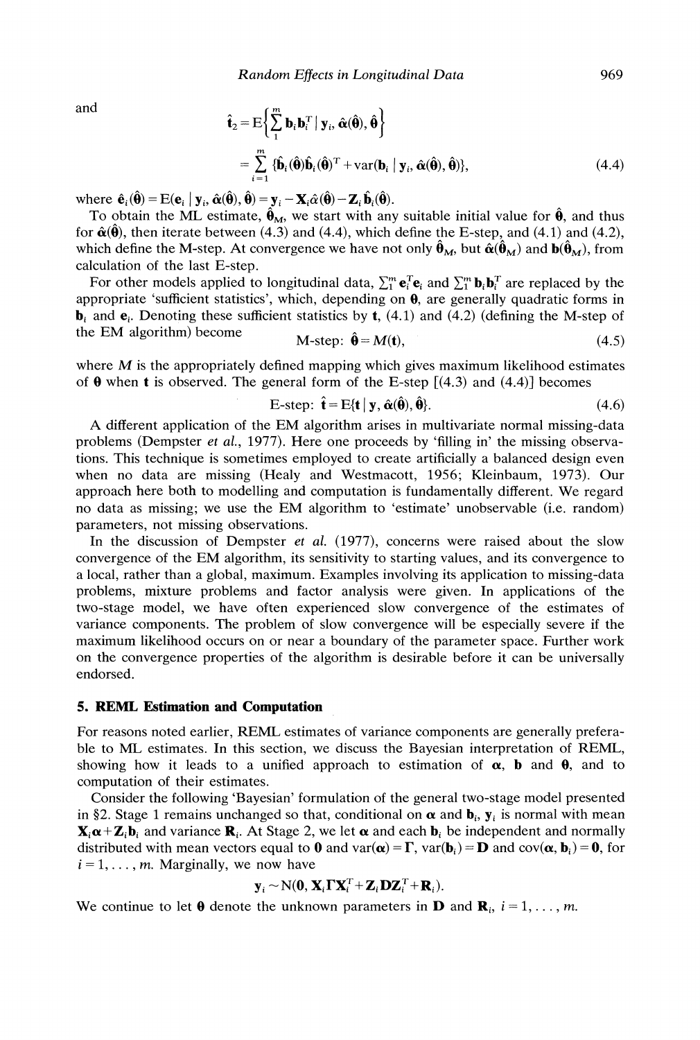and

$$\hat{\mathbf{t}}_2 = \mathrm{E}\Big\{\sum_1^m \mathbf{b}_i \mathbf{b}_i^T \mid \mathbf{y}_i, \hat{\boldsymbol{\alpha}}(\hat{\boldsymbol{\theta}}), \hat{\boldsymbol{\theta}}\Big\}$$

$$= \sum_{i=1}^m \{\hat{\mathbf{b}}_i(\hat{\boldsymbol{\theta}})\hat{\mathbf{b}}_i(\hat{\boldsymbol{\theta}})^T + \mathrm{var}(\mathbf{b}_i \mid \mathbf{y}_i, \hat{\boldsymbol{\alpha}}(\hat{\boldsymbol{\theta}}), \hat{\boldsymbol{\theta}})\}, \tag{4.4}$$

where $\hat{\mathbf{e}}_i(\hat{\boldsymbol{\theta}}) = \mathrm{E}(\mathbf{e}_i \mid \mathbf{y}_i, \hat{\boldsymbol{\alpha}}(\hat{\boldsymbol{\theta}}), \hat{\boldsymbol{\theta}}) = \mathbf{y}_i - \mathbf{X}_i\hat{\alpha}(\hat{\boldsymbol{\theta}}) - \mathbf{Z}_i\hat{\mathbf{b}}_i(\hat{\boldsymbol{\theta}})$.

To obtain the ML estimate, $\hat{\boldsymbol{\theta}}_M$, we start with any suitable initial value for $\hat{\boldsymbol{\theta}}$, and thus for $\hat{\boldsymbol{\alpha}}(\hat{\boldsymbol{\theta}})$, then iterate between (4.3) and (4.4), which define the E-step, and (4.1) and (4.2), which define the M-step. At convergence we have not only $\hat{\boldsymbol{\theta}}_M$, but $\hat{\boldsymbol{\alpha}}(\hat{\boldsymbol{\theta}}_M)$ and $\mathbf{b}(\hat{\boldsymbol{\theta}}_M)$, from calculation of the last E-step.

For other models applied to longitudinal data, $\sum_1^m \mathbf{e}_i^T\mathbf{e}_i$ and $\sum_1^m \mathbf{b}_i\mathbf{b}_i^T$ are replaced by the appropriate 'sufficient statistics', which, depending on $\boldsymbol{\theta}$, are generally quadratic forms in $\mathbf{b}_i$ and $\mathbf{e}_i$. Denoting these sufficient statistics by $\mathbf{t}$, (4.1) and (4.2) (defining the M-step of the EM algorithm) become

$$\text{M-step: } \hat{\boldsymbol{\theta}} = M(\mathbf{t}), \tag{4.5}$$

where $M$ is the appropriately defined mapping which gives maximum likelihood estimates of $\boldsymbol{\theta}$ when $\mathbf{t}$ is observed. The general form of the E-step [(4.3) and (4.4)] becomes

$$\text{E-step: } \hat{\mathbf{t}} = \mathrm{E}\{\mathbf{t} \mid \mathbf{y}, \hat{\boldsymbol{\alpha}}(\hat{\boldsymbol{\theta}}), \hat{\boldsymbol{\theta}}\}. \tag{4.6}$$

A different application of the EM algorithm arises in multivariate normal missing-data problems (Dempster *et al.*, 1977). Here one proceeds by 'filling in' the missing observations. This technique is sometimes employed to create artificially a balanced design even when no data are missing (Healy and Westmacott, 1956; Kleinbaum, 1973). Our approach here both to modelling and computation is fundamentally different. We regard no data as missing; we use the EM algorithm to 'estimate' unobservable (i.e. random) parameters, not missing observations.

In the discussion of Dempster *et al.* (1977), concerns were raised about the slow convergence of the EM algorithm, its sensitivity to starting values, and its convergence to a local, rather than a global, maximum. Examples involving its application to missing-data problems, mixture problems and factor analysis were given. In applications of the two-stage model, we have often experienced slow convergence of the estimates of variance components. The problem of slow convergence will be especially severe if the maximum likelihood occurs on or near a boundary of the parameter space. Further work on the convergence properties of the algorithm is desirable before it can be universally endorsed.

## 5. REML Estimation and Computation

For reasons noted earlier, REML estimates of variance components are generally preferable to ML estimates. In this section, we discuss the Bayesian interpretation of REML, showing how it leads to a unified approach to estimation of $\boldsymbol{\alpha}$, $\mathbf{b}$ and $\boldsymbol{\theta}$, and to computation of their estimates.

Consider the following 'Bayesian' formulation of the general two-stage model presented in §2. Stage 1 remains unchanged so that, conditional on $\boldsymbol{\alpha}$ and $\mathbf{b}_i$, $\mathbf{y}_i$ is normal with mean $\mathbf{X}_i\boldsymbol{\alpha} + \mathbf{Z}_i\mathbf{b}_i$ and variance $\mathbf{R}_i$. At Stage 2, we let $\boldsymbol{\alpha}$ and each $\mathbf{b}_i$ be independent and normally distributed with mean vectors equal to $\mathbf{0}$ and $\mathrm{var}(\boldsymbol{\alpha}) = \boldsymbol{\Gamma}$, $\mathrm{var}(\mathbf{b}_i) = \mathbf{D}$ and $\mathrm{cov}(\boldsymbol{\alpha}, \mathbf{b}_i) = \mathbf{0}$, for $i = 1, \ldots, m$. Marginally, we now have

$$\mathbf{y}_i \sim \mathrm{N}(\mathbf{0}, \mathbf{X}_i\boldsymbol{\Gamma}\mathbf{X}_i^T + \mathbf{Z}_i\mathbf{D}\mathbf{Z}_i^T + \mathbf{R}_i).$$

We continue to let $\boldsymbol{\theta}$ denote the unknown parameters in $\mathbf{D}$ and $\mathbf{R}_i$, $i = 1, \ldots, m$.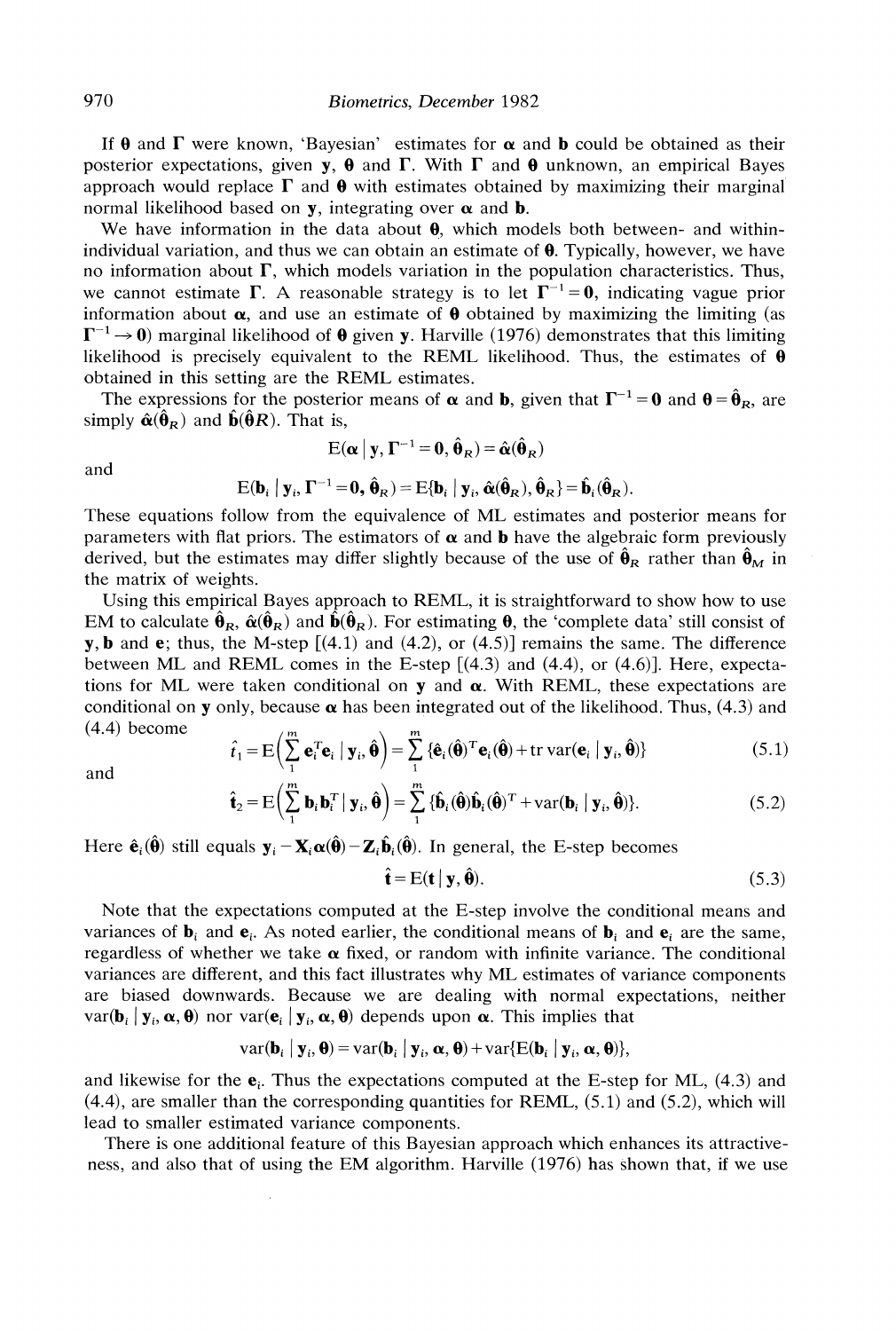If $\boldsymbol{\theta}$ and $\boldsymbol{\Gamma}$ were known, 'Bayesian' estimates for $\boldsymbol{\alpha}$ and $\mathbf{b}$ could be obtained as their posterior expectations, given $\mathbf{y}$, $\boldsymbol{\theta}$ and $\boldsymbol{\Gamma}$. With $\boldsymbol{\Gamma}$ and $\boldsymbol{\theta}$ unknown, an empirical Bayes approach would replace $\boldsymbol{\Gamma}$ and $\boldsymbol{\theta}$ with estimates obtained by maximizing their marginal normal likelihood based on $\mathbf{y}$, integrating over $\boldsymbol{\alpha}$ and $\mathbf{b}$.

We have information in the data about $\boldsymbol{\theta}$, which models both between- and within-individual variation, and thus we can obtain an estimate of $\boldsymbol{\theta}$. Typically, however, we have no information about $\boldsymbol{\Gamma}$, which models variation in the population characteristics. Thus, we cannot estimate $\boldsymbol{\Gamma}$. A reasonable strategy is to let $\boldsymbol{\Gamma}^{-1} = \mathbf{0}$, indicating vague prior information about $\boldsymbol{\alpha}$, and use an estimate of $\boldsymbol{\theta}$ obtained by maximizing the limiting (as $\boldsymbol{\Gamma}^{-1} \rightarrow \mathbf{0}$) marginal likelihood of $\boldsymbol{\theta}$ given $\mathbf{y}$. Harville (1976) demonstrates that this limiting likelihood is precisely equivalent to the REML likelihood. Thus, the estimates of $\boldsymbol{\theta}$ obtained in this setting are the REML estimates.

The expressions for the posterior means of $\boldsymbol{\alpha}$ and $\mathbf{b}$, given that $\boldsymbol{\Gamma}^{-1} = \mathbf{0}$ and $\boldsymbol{\theta} = \hat{\boldsymbol{\theta}}_R$, are simply $\hat{\boldsymbol{\alpha}}(\hat{\boldsymbol{\theta}}_R)$ and $\hat{\mathbf{b}}(\hat{\boldsymbol{\theta}}R)$. That is,

$$\mathrm{E}(\boldsymbol{\alpha} \mid \mathbf{y}, \boldsymbol{\Gamma}^{-1} = \mathbf{0}, \hat{\boldsymbol{\theta}}_R) = \hat{\boldsymbol{\alpha}}(\hat{\boldsymbol{\theta}}_R)$$

and

$$\mathrm{E}(\mathbf{b}_i \mid \mathbf{y}_i, \boldsymbol{\Gamma}^{-1} = \mathbf{0}, \hat{\boldsymbol{\theta}}_R) = \mathrm{E}\{\mathbf{b}_i \mid \mathbf{y}_i, \hat{\boldsymbol{\alpha}}(\hat{\boldsymbol{\theta}}_R), \hat{\boldsymbol{\theta}}_R\} = \hat{\mathbf{b}}_i(\hat{\boldsymbol{\theta}}_R).$$

These equations follow from the equivalence of ML estimates and posterior means for parameters with flat priors. The estimators of $\boldsymbol{\alpha}$ and $\mathbf{b}$ have the algebraic form previously derived, but the estimates may differ slightly because of the use of $\hat{\boldsymbol{\theta}}_R$ rather than $\hat{\boldsymbol{\theta}}_M$ in the matrix of weights.

Using this empirical Bayes approach to REML, it is straightforward to show how to use EM to calculate $\hat{\boldsymbol{\theta}}_R$, $\hat{\boldsymbol{\alpha}}(\hat{\boldsymbol{\theta}}_R)$ and $\hat{\mathbf{b}}(\hat{\boldsymbol{\theta}}_R)$. For estimating $\boldsymbol{\theta}$, the 'complete data' still consist of $\mathbf{y}$, $\mathbf{b}$ and $\mathbf{e}$; thus, the M-step [(4.1) and (4.2), or (4.5)] remains the same. The difference between ML and REML comes in the E-step [(4.3) and (4.4), or (4.6)]. Here, expectations for ML were taken conditional on $\mathbf{y}$ and $\boldsymbol{\alpha}$. With REML, these expectations are conditional on $\mathbf{y}$ only, because $\boldsymbol{\alpha}$ has been integrated out of the likelihood. Thus, (4.3) and (4.4) become

$$\hat{t}_1 = \mathrm{E}\Big(\sum_1^m \mathbf{e}_i^T \mathbf{e}_i \mid \mathbf{y}_i, \hat{\boldsymbol{\theta}}\Big) = \sum_1^m \{\hat{\mathbf{e}}_i(\hat{\boldsymbol{\theta}})^T \mathbf{e}_i(\hat{\boldsymbol{\theta}}) + \operatorname{tr}\operatorname{var}(\mathbf{e}_i \mid \mathbf{y}_i, \hat{\boldsymbol{\theta}})\} \tag{5.1}$$

and

$$\hat{\mathbf{t}}_2 = \mathrm{E}\Big(\sum_1^m \mathbf{b}_i \mathbf{b}_i^T \mid \mathbf{y}_i, \hat{\boldsymbol{\theta}}\Big) = \sum_1^m \{\hat{\mathbf{b}}_i(\hat{\boldsymbol{\theta}}) \hat{\mathbf{b}}_i(\hat{\boldsymbol{\theta}})^T + \operatorname{var}(\mathbf{b}_i \mid \mathbf{y}_i, \hat{\boldsymbol{\theta}})\}. \tag{5.2}$$

Here $\hat{\mathbf{e}}_i(\hat{\boldsymbol{\theta}})$ still equals $\mathbf{y}_i - \mathbf{X}_i \boldsymbol{\alpha}(\hat{\boldsymbol{\theta}}) - \mathbf{Z}_i \hat{\mathbf{b}}_i(\hat{\boldsymbol{\theta}})$. In general, the E-step becomes

$$\hat{\mathbf{t}} = \mathrm{E}(\mathbf{t} \mid \mathbf{y}, \hat{\boldsymbol{\theta}}). \tag{5.3}$$

Note that the expectations computed at the E-step involve the conditional means and variances of $\mathbf{b}_i$ and $\mathbf{e}_i$. As noted earlier, the conditional means of $\mathbf{b}_i$ and $\mathbf{e}_i$ are the same, regardless of whether we take $\boldsymbol{\alpha}$ fixed, or random with infinite variance. The conditional variances are different, and this fact illustrates why ML estimates of variance components are biased downwards. Because we are dealing with normal expectations, neither $\operatorname{var}(\mathbf{b}_i \mid \mathbf{y}_i, \boldsymbol{\alpha}, \boldsymbol{\theta})$ nor $\operatorname{var}(\mathbf{e}_i \mid \mathbf{y}_i, \boldsymbol{\alpha}, \boldsymbol{\theta})$ depends upon $\boldsymbol{\alpha}$. This implies that

$$\operatorname{var}(\mathbf{b}_i \mid \mathbf{y}_i, \boldsymbol{\theta}) = \operatorname{var}(\mathbf{b}_i \mid \mathbf{y}_i, \boldsymbol{\alpha}, \boldsymbol{\theta}) + \operatorname{var}\{\mathrm{E}(\mathbf{b}_i \mid \mathbf{y}_i, \boldsymbol{\alpha}, \boldsymbol{\theta})\},$$

and likewise for the $\mathbf{e}_i$. Thus the expectations computed at the E-step for ML, (4.3) and (4.4), are smaller than the corresponding quantities for REML, (5.1) and (5.2), which will lead to smaller estimated variance components.

There is one additional feature of this Bayesian approach which enhances its attractiveness, and also that of using the EM algorithm. Harville (1976) has shown that, if we use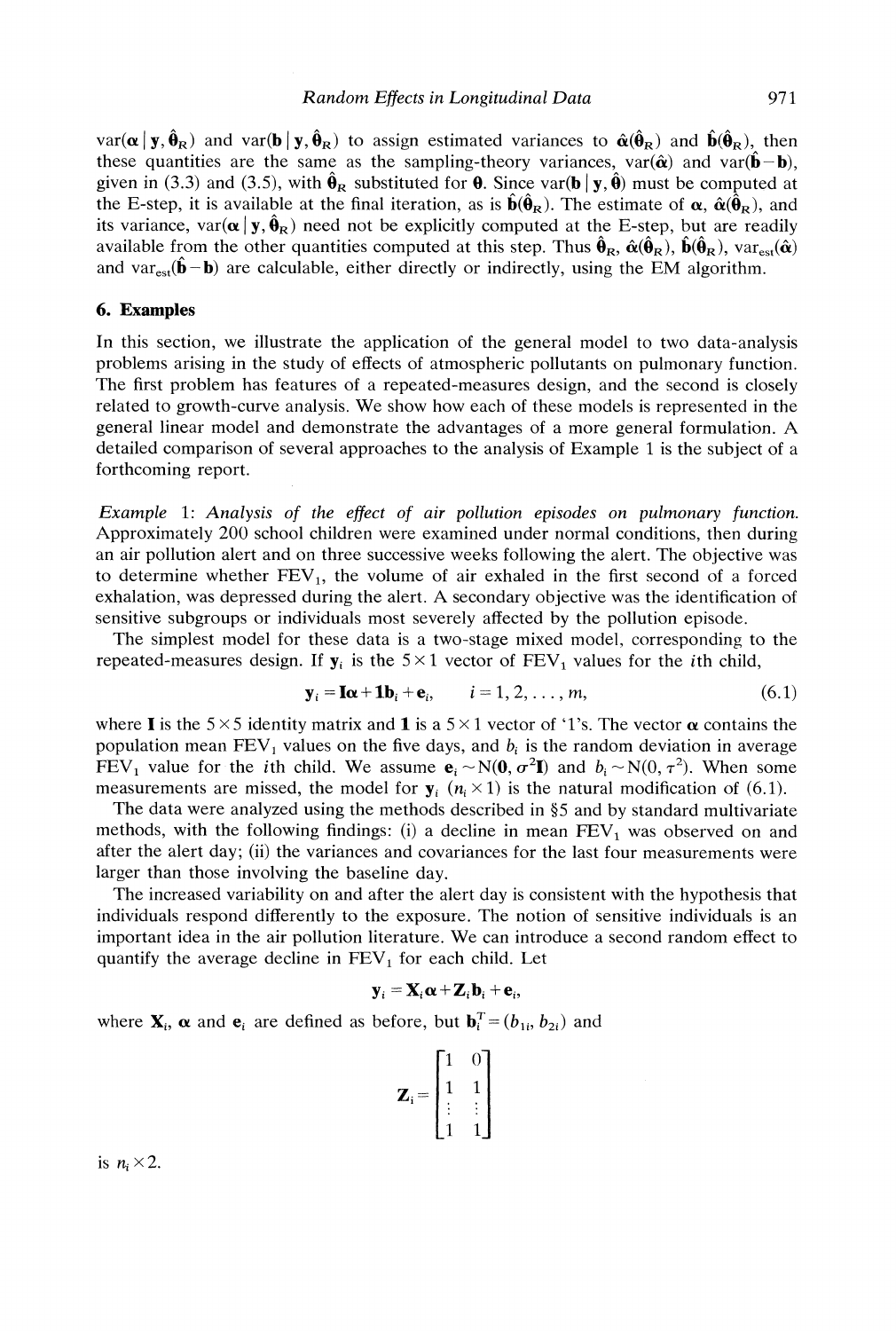$\text{var}(\boldsymbol{\alpha} \mid \mathbf{y}, \hat{\boldsymbol{\theta}}_R)$ and $\text{var}(\mathbf{b} \mid \mathbf{y}, \hat{\boldsymbol{\theta}}_R)$ to assign estimated variances to $\hat{\boldsymbol{\alpha}}(\hat{\boldsymbol{\theta}}_R)$ and $\hat{\mathbf{b}}(\hat{\boldsymbol{\theta}}_R)$, then these quantities are the same as the sampling-theory variances, $\text{var}(\hat{\boldsymbol{\alpha}})$ and $\text{var}(\hat{\mathbf{b}} - \mathbf{b})$, given in (3.3) and (3.5), with $\hat{\boldsymbol{\theta}}_R$ substituted for $\boldsymbol{\theta}$. Since $\text{var}(\mathbf{b} \mid \mathbf{y}, \hat{\boldsymbol{\theta}})$ must be computed at the E-step, it is available at the final iteration, as is $\hat{\mathbf{b}}(\hat{\boldsymbol{\theta}}_R)$. The estimate of $\boldsymbol{\alpha}$, $\hat{\boldsymbol{\alpha}}(\hat{\boldsymbol{\theta}}_R)$, and its variance, $\text{var}(\boldsymbol{\alpha} \mid \mathbf{y}, \hat{\boldsymbol{\theta}}_R)$ need not be explicitly computed at the E-step, but are readily available from the other quantities computed at this step. Thus $\hat{\boldsymbol{\theta}}_R$, $\hat{\boldsymbol{\alpha}}(\hat{\boldsymbol{\theta}}_R)$, $\hat{\mathbf{b}}(\hat{\boldsymbol{\theta}}_R)$, $\text{var}_{\text{est}}(\hat{\boldsymbol{\alpha}})$ and $\text{var}_{\text{est}}(\hat{\mathbf{b}} - \mathbf{b})$ are calculable, either directly or indirectly, using the EM algorithm.

## 6. Examples

In this section, we illustrate the application of the general model to two data-analysis problems arising in the study of effects of atmospheric pollutants on pulmonary function. The first problem has features of a repeated-measures design, and the second is closely related to growth-curve analysis. We show how each of these models is represented in the general linear model and demonstrate the advantages of a more general formulation. A detailed comparison of several approaches to the analysis of Example 1 is the subject of a forthcoming report.

*Example* 1: *Analysis of the effect of air pollution episodes on pulmonary function.* Approximately 200 school children were examined under normal conditions, then during an air pollution alert and on three successive weeks following the alert. The objective was to determine whether $\text{FEV}_1$, the volume of air exhaled in the first second of a forced exhalation, was depressed during the alert. A secondary objective was the identification of sensitive subgroups or individuals most severely affected by the pollution episode.

The simplest model for these data is a two-stage mixed model, corresponding to the repeated-measures design. If $\mathbf{y}_i$ is the $5 \times 1$ vector of $\text{FEV}_1$ values for the $i$th child,

$$\mathbf{y}_i = \mathbf{I}\boldsymbol{\alpha} + \mathbf{1}b_i + \mathbf{e}_i, \qquad i = 1, 2, \ldots, m, \tag{6.1}$$

where $\mathbf{I}$ is the $5 \times 5$ identity matrix and $\mathbf{1}$ is a $5 \times 1$ vector of '1's. The vector $\boldsymbol{\alpha}$ contains the population mean $\text{FEV}_1$ values on the five days, and $b_i$ is the random deviation in average $\text{FEV}_1$ value for the $i$th child. We assume $\mathbf{e}_i \sim \text{N}(\mathbf{0}, \sigma^2\mathbf{I})$ and $b_i \sim \text{N}(0, \tau^2)$. When some measurements are missed, the model for $\mathbf{y}_i$ ($n_i \times 1$) is the natural modification of (6.1).

The data were analyzed using the methods described in §5 and by standard multivariate methods, with the following findings: (i) a decline in mean $\text{FEV}_1$ was observed on and after the alert day; (ii) the variances and covariances for the last four measurements were larger than those involving the baseline day.

The increased variability on and after the alert day is consistent with the hypothesis that individuals respond differently to the exposure. The notion of sensitive individuals is an important idea in the air pollution literature. We can introduce a second random effect to quantify the average decline in $\text{FEV}_1$ for each child. Let

$$\mathbf{y}_i = \mathbf{X}_i\boldsymbol{\alpha} + \mathbf{Z}_i\mathbf{b}_i + \mathbf{e}_i,$$

where $\mathbf{X}_i$, $\boldsymbol{\alpha}$ and $\mathbf{e}_i$ are defined as before, but $\mathbf{b}_i^T = (b_{1i}, b_{2i})$ and

$$\mathbf{Z}_i = \begin{bmatrix} 1 & 0 \\ 1 & 1 \\ \vdots & \vdots \\ 1 & 1 \end{bmatrix}$$

is $n_i \times 2$.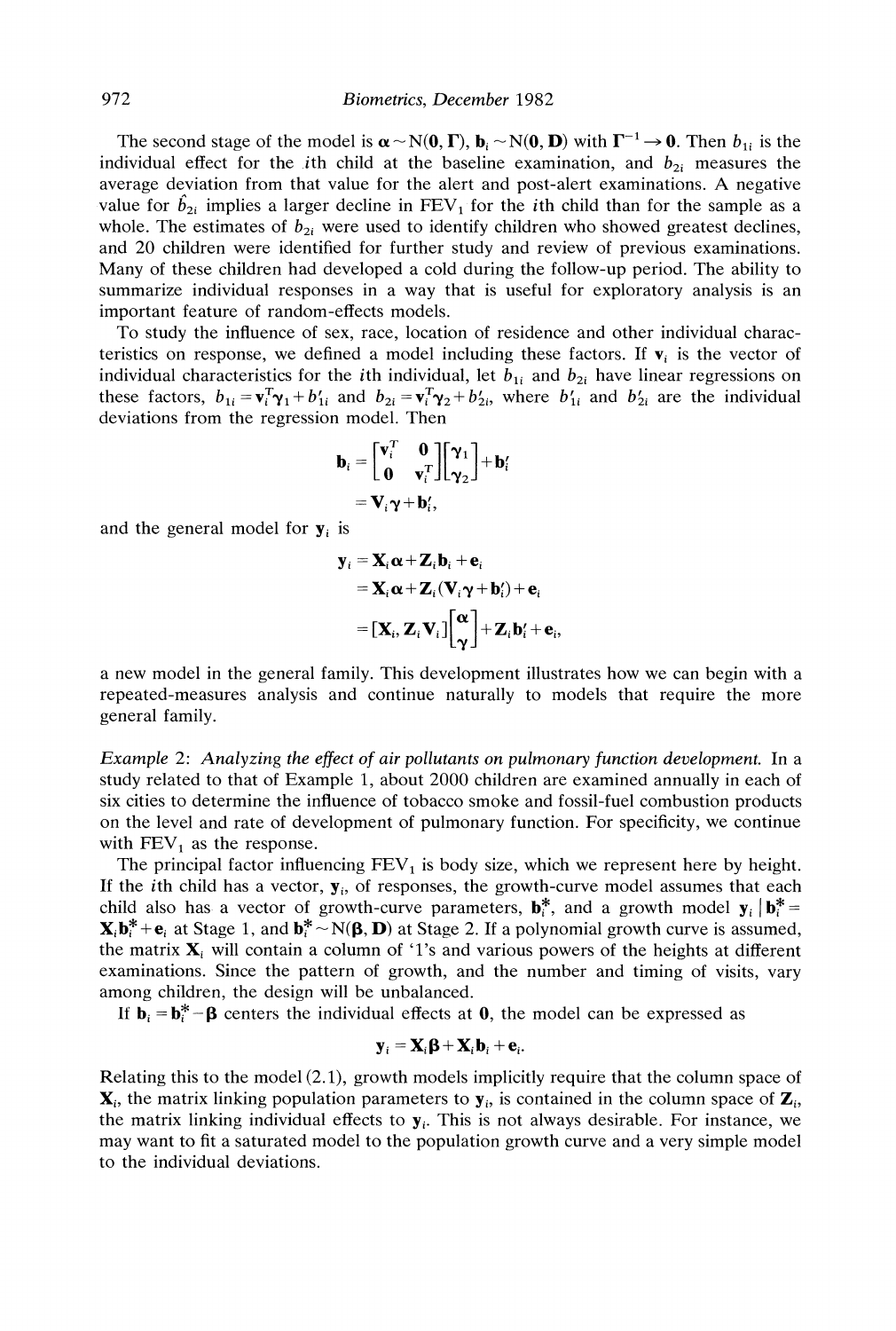The second stage of the model is $\boldsymbol{\alpha} \sim N(\mathbf{0}, \boldsymbol{\Gamma})$, $\mathbf{b}_i \sim N(\mathbf{0}, \mathbf{D})$ with $\boldsymbol{\Gamma}^{-1} \rightarrow \mathbf{0}$. Then $b_{1i}$ is the individual effect for the $i$th child at the baseline examination, and $b_{2i}$ measures the average deviation from that value for the alert and post-alert examinations. A negative value for $\hat{b}_{2i}$ implies a larger decline in $\text{FEV}_1$ for the $i$th child than for the sample as a whole. The estimates of $b_{2i}$ were used to identify children who showed greatest declines, and 20 children were identified for further study and review of previous examinations. Many of these children had developed a cold during the follow-up period. The ability to summarize individual responses in a way that is useful for exploratory analysis is an important feature of random-effects models.

To study the influence of sex, race, location of residence and other individual characteristics on response, we defined a model including these factors. If $\mathbf{v}_i$ is the vector of individual characteristics for the $i$th individual, let $b_{1i}$ and $b_{2i}$ have linear regressions on these factors, $b_{1i} = \mathbf{v}_i^T \boldsymbol{\gamma}_1 + b'_{1i}$ and $b_{2i} = \mathbf{v}_i^T \boldsymbol{\gamma}_2 + b'_{2i}$, where $b'_{1i}$ and $b'_{2i}$ are the individual deviations from the regression model. Then

$$
\begin{aligned}
\mathbf{b}_i &= \begin{bmatrix} \mathbf{v}_i^T & \mathbf{0} \\ \mathbf{0} & \mathbf{v}_i^T \end{bmatrix} \begin{bmatrix} \boldsymbol{\gamma}_1 \\ \boldsymbol{\gamma}_2 \end{bmatrix} + \mathbf{b}'_i \\
&= \mathbf{V}_i \boldsymbol{\gamma} + \mathbf{b}'_i,
\end{aligned}
$$

and the general model for $\mathbf{y}_i$ is

$$
\begin{aligned}
\mathbf{y}_i &= \mathbf{X}_i \boldsymbol{\alpha} + \mathbf{Z}_i \mathbf{b}_i + \mathbf{e}_i \\
&= \mathbf{X}_i \boldsymbol{\alpha} + \mathbf{Z}_i (\mathbf{V}_i \boldsymbol{\gamma} + \mathbf{b}'_i) + \mathbf{e}_i \\
&= [\mathbf{X}_i, \mathbf{Z}_i \mathbf{V}_i] \begin{bmatrix} \boldsymbol{\alpha} \\ \boldsymbol{\gamma} \end{bmatrix} + \mathbf{Z}_i \mathbf{b}'_i + \mathbf{e}_i,
\end{aligned}
$$

a new model in the general family. This development illustrates how we can begin with a repeated-measures analysis and continue naturally to models that require the more general family.

*Example 2: Analyzing the effect of air pollutants on pulmonary function development.* In a study related to that of Example 1, about 2000 children are examined annually in each of six cities to determine the influence of tobacco smoke and fossil-fuel combustion products on the level and rate of development of pulmonary function. For specificity, we continue with $\text{FEV}_1$ as the response.

The principal factor influencing $\text{FEV}_1$ is body size, which we represent here by height. If the $i$th child has a vector, $\mathbf{y}_i$, of responses, the growth-curve model assumes that each child also has a vector of growth-curve parameters, $\mathbf{b}_i^*$, and a growth model $\mathbf{y}_i \mid \mathbf{b}_i^* = \mathbf{X}_i \mathbf{b}_i^* + \mathbf{e}_i$ at Stage 1, and $\mathbf{b}_i^* \sim N(\boldsymbol{\beta}, \mathbf{D})$ at Stage 2. If a polynomial growth curve is assumed, the matrix $\mathbf{X}_i$ will contain a column of '1's and various powers of the heights at different examinations. Since the pattern of growth, and the number and timing of visits, vary among children, the design will be unbalanced.

If $\mathbf{b}_i = \mathbf{b}_i^* - \boldsymbol{\beta}$ centers the individual effects at $\mathbf{0}$, the model can be expressed as

$$
\mathbf{y}_i = \mathbf{X}_i \boldsymbol{\beta} + \mathbf{X}_i \mathbf{b}_i + \mathbf{e}_i.
$$

Relating this to the model (2.1), growth models implicitly require that the column space of $\mathbf{X}_i$, the matrix linking population parameters to $\mathbf{y}_i$, is contained in the column space of $\mathbf{Z}_i$, the matrix linking individual effects to $\mathbf{y}_i$. This is not always desirable. For instance, we may want to fit a saturated model to the population growth curve and a very simple model to the individual deviations.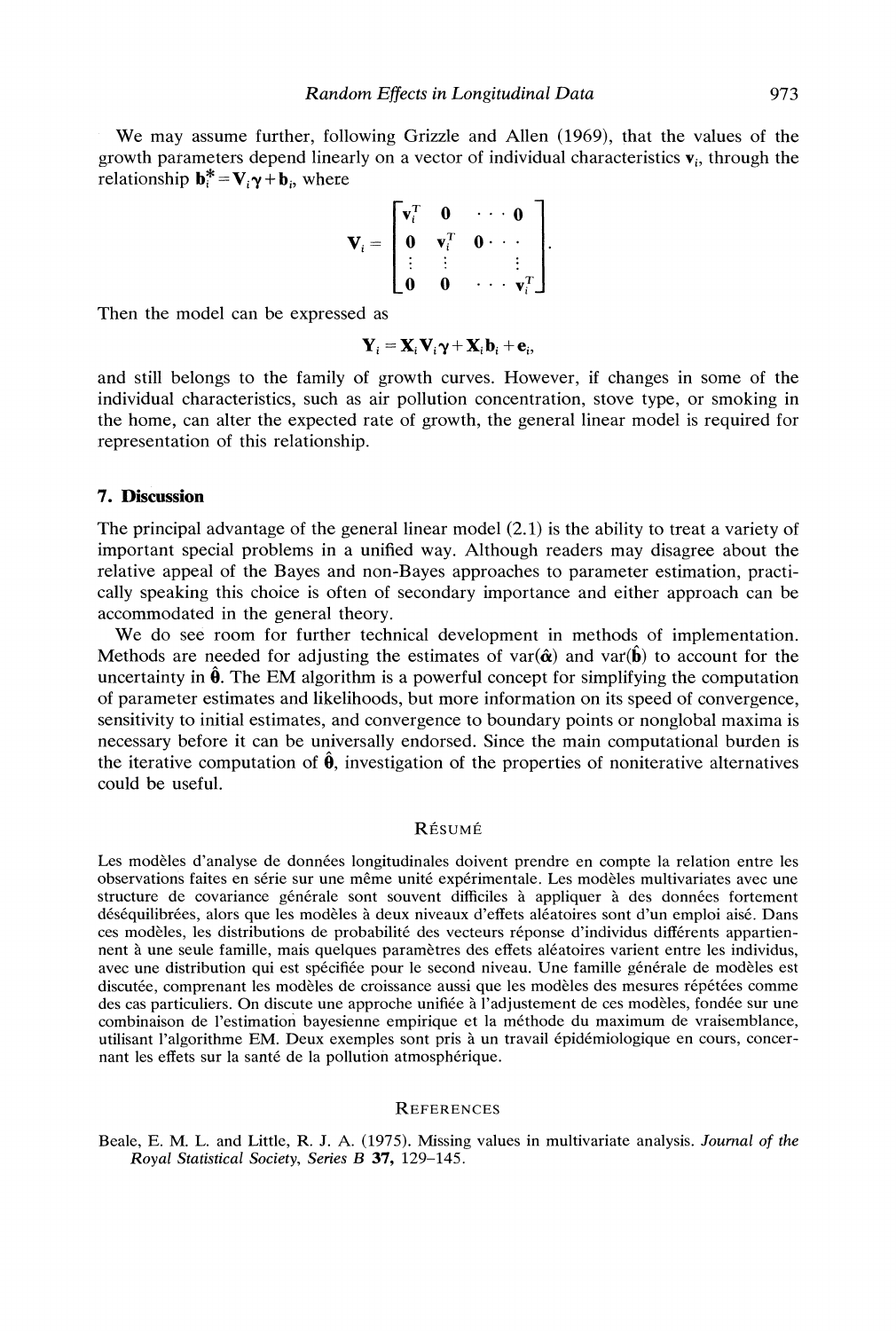We may assume further, following Grizzle and Allen (1969), that the values of the growth parameters depend linearly on a vector of individual characteristics $\mathbf{v}_i$, through the relationship $\mathbf{b}_i^* = \mathbf{V}_i \boldsymbol{\gamma} + \mathbf{b}_i$, where

$$\mathbf{V}_i = \begin{bmatrix} \mathbf{v}_i^T & \mathbf{0} & \cdots & \mathbf{0} \\ \mathbf{0} & \mathbf{v}_i^T & \mathbf{0} \cdots & \\ \vdots & \vdots & & \vdots \\ \mathbf{0} & \mathbf{0} & \cdots & \mathbf{v}_i^T \end{bmatrix}.$$

Then the model can be expressed as

$$\mathbf{Y}_i = \mathbf{X}_i \mathbf{V}_i \boldsymbol{\gamma} + \mathbf{X}_i \mathbf{b}_i + \mathbf{e}_i,$$

and still belongs to the family of growth curves. However, if changes in some of the individual characteristics, such as air pollution concentration, stove type, or smoking in the home, can alter the expected rate of growth, the general linear model is required for representation of this relationship.

## 7. Discussion

The principal advantage of the general linear model (2.1) is the ability to treat a variety of important special problems in a unified way. Although readers may disagree about the relative appeal of the Bayes and non-Bayes approaches to parameter estimation, practically speaking this choice is often of secondary importance and either approach can be accommodated in the general theory.

We do see room for further technical development in methods of implementation. Methods are needed for adjusting the estimates of var($\hat{\boldsymbol{\alpha}}$) and var($\hat{\mathbf{b}}$) to account for the uncertainty in $\hat{\boldsymbol{\theta}}$. The EM algorithm is a powerful concept for simplifying the computation of parameter estimates and likelihoods, but more information on its speed of convergence, sensitivity to initial estimates, and convergence to boundary points or nonglobal maxima is necessary before it can be universally endorsed. Since the main computational burden is the iterative computation of $\hat{\boldsymbol{\theta}}$, investigation of the properties of noniterative alternatives could be useful.

## Résumé

Les modèles d'analyse de données longitudinales doivent prendre en compte la relation entre les observations faites en série sur une même unité expérimentale. Les modèles multivariates avec une structure de covariance générale sont souvent difficiles à appliquer à des données fortement déséquilibrées, alors que les modèles à deux niveaux d'effets aléatoires sont d'un emploi aisé. Dans ces modèles, les distributions de probabilité des vecteurs réponse d'individus différents appartiennent à une seule famille, mais quelques paramètres des effets aléatoires varient entre les individus, avec une distribution qui est spécifiée pour le second niveau. Une famille générale de modèles est discutée, comprenant les modèles de croissance aussi que les modèles des mesures répétées comme des cas particuliers. On discute une approche unifiée à l'adjustement de ces modèles, fondée sur une combinaison de l'estimation bayesienne empirique et la méthode du maximum de vraisemblance, utilisant l'algorithme EM. Deux exemples sont pris à un travail épidémiologique en cours, concernant les effets sur la santé de la pollution atmosphérique.

## References

Beale, E. M. L. and Little, R. J. A. (1975). Missing values in multivariate analysis. *Journal of the Royal Statistical Society, Series B* **37**, 129–145.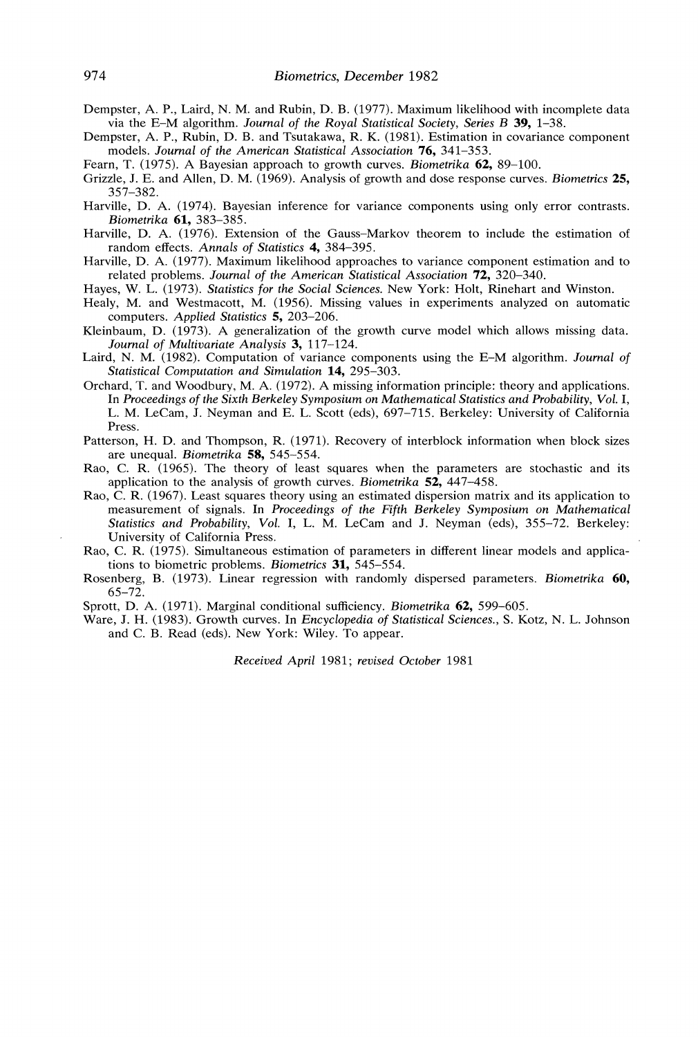Dempster, A. P., Laird, N. M. and Rubin, D. B. (1977). Maximum likelihood with incomplete data via the E–M algorithm. *Journal of the Royal Statistical Society, Series B* **39,** 1–38.

Dempster, A. P., Rubin, D. B. and Tsutakawa, R. K. (1981). Estimation in covariance component models. *Journal of the American Statistical Association* **76,** 341–353.

Fearn, T. (1975). A Bayesian approach to growth curves. *Biometrika* **62,** 89–100.

Grizzle, J. E. and Allen, D. M. (1969). Analysis of growth and dose response curves. *Biometrics* **25,** 357–382.

Harville, D. A. (1974). Bayesian inference for variance components using only error contrasts. *Biometrika* **61,** 383–385.

Harville, D. A. (1976). Extension of the Gauss–Markov theorem to include the estimation of random effects. *Annals of Statistics* **4,** 384–395.

Harville, D. A. (1977). Maximum likelihood approaches to variance component estimation and to related problems. *Journal of the American Statistical Association* **72,** 320–340.

Hayes, W. L. (1973). *Statistics for the Social Sciences.* New York: Holt, Rinehart and Winston.

Healy, M. and Westmacott, M. (1956). Missing values in experiments analyzed on automatic computers. *Applied Statistics* **5,** 203–206.

Kleinbaum, D. (1973). A generalization of the growth curve model which allows missing data. *Journal of Multivariate Analysis* **3,** 117–124.

Laird, N. M. (1982). Computation of variance components using the E–M algorithm. *Journal of Statistical Computation and Simulation* **14,** 295–303.

Orchard, T. and Woodbury, M. A. (1972). A missing information principle: theory and applications. In *Proceedings of the Sixth Berkeley Symposium on Mathematical Statistics and Probability, Vol.* I, L. M. LeCam, J. Neyman and E. L. Scott (eds), 697–715. Berkeley: University of California Press.

Patterson, H. D. and Thompson, R. (1971). Recovery of interblock information when block sizes are unequal. *Biometrika* **58,** 545–554.

Rao, C. R. (1965). The theory of least squares when the parameters are stochastic and its application to the analysis of growth curves. *Biometrika* **52,** 447–458.

Rao, C. R. (1967). Least squares theory using an estimated dispersion matrix and its application to measurement of signals. In *Proceedings of the Fifth Berkeley Symposium on Mathematical Statistics and Probability, Vol.* I, L. M. LeCam and J. Neyman (eds), 355–72. Berkeley: University of California Press.

Rao, C. R. (1975). Simultaneous estimation of parameters in different linear models and applications to biometric problems. *Biometrics* **31,** 545–554.

Rosenberg, B. (1973). Linear regression with randomly dispersed parameters. *Biometrika* **60,** 65–72.

Sprott, D. A. (1971). Marginal conditional sufficiency. *Biometrika* **62,** 599–605.

Ware, J. H. (1983). Growth curves. In *Encyclopedia of Statistical Sciences.*, S. Kotz, N. L. Johnson and C. B. Read (eds). New York: Wiley. To appear.

*Received April* 1981; *revised October* 1981